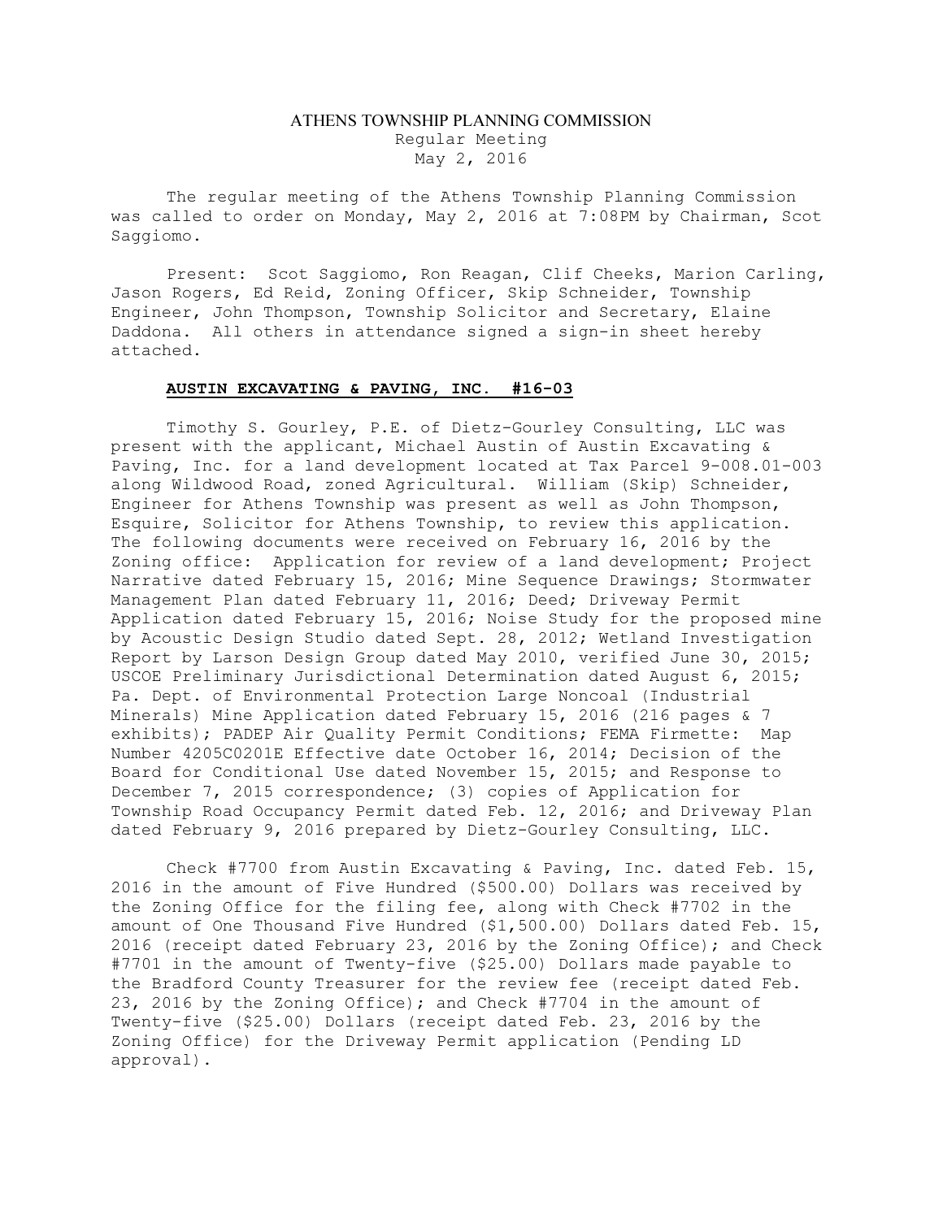# ATHENS TOWNSHIP PLANNING COMMISSION

Regular Meeting
May 2, 2016

The regular meeting of the Athens Township Planning Commission was called to order on Monday, May 2, 2016 at 7:08PM by Chairman, Scot Saggiomo.

Present: Scot Saggiomo, Ron Reagan, Clif Cheeks, Marion Carling, Jason Rogers, Ed Reid, Zoning Officer, Skip Schneider, Township Engineer, John Thompson, Township Solicitor and Secretary, Elaine Daddona. All others in attendance signed a sign-in sheet hereby attached.

## **AUSTIN EXCAVATING & PAVING, INC. #16-03**

Timothy S. Gourley, P.E. of Dietz-Gourley Consulting, LLC was present with the applicant, Michael Austin of Austin Excavating & Paving, Inc. for a land development located at Tax Parcel 9-008.01-003 along Wildwood Road, zoned Agricultural. William (Skip) Schneider, Engineer for Athens Township was present as well as John Thompson, Esquire, Solicitor for Athens Township, to review this application. The following documents were received on February 16, 2016 by the Zoning office: Application for review of a land development; Project Narrative dated February 15, 2016; Mine Sequence Drawings; Stormwater Management Plan dated February 11, 2016; Deed; Driveway Permit Application dated February 15, 2016; Noise Study for the proposed mine by Acoustic Design Studio dated Sept. 28, 2012; Wetland Investigation Report by Larson Design Group dated May 2010, verified June 30, 2015; USCOE Preliminary Jurisdictional Determination dated August 6, 2015; Pa. Dept. of Environmental Protection Large Noncoal (Industrial Minerals) Mine Application dated February 15, 2016 (216 pages & 7 exhibits); PADEP Air Quality Permit Conditions; FEMA Firmette: Map Number 4205C0201E Effective date October 16, 2014; Decision of the Board for Conditional Use dated November 15, 2015; and Response to December 7, 2015 correspondence; (3) copies of Application for Township Road Occupancy Permit dated Feb. 12, 2016; and Driveway Plan dated February 9, 2016 prepared by Dietz-Gourley Consulting, LLC.

Check #7700 from Austin Excavating & Paving, Inc. dated Feb. 15, 2016 in the amount of Five Hundred ($500.00) Dollars was received by the Zoning Office for the filing fee, along with Check #7702 in the amount of One Thousand Five Hundred ($1,500.00) Dollars dated Feb. 15, 2016 (receipt dated February 23, 2016 by the Zoning Office); and Check #7701 in the amount of Twenty-five ($25.00) Dollars made payable to the Bradford County Treasurer for the review fee (receipt dated Feb. 23, 2016 by the Zoning Office); and Check #7704 in the amount of Twenty-five ($25.00) Dollars (receipt dated Feb. 23, 2016 by the Zoning Office) for the Driveway Permit application (Pending LD approval).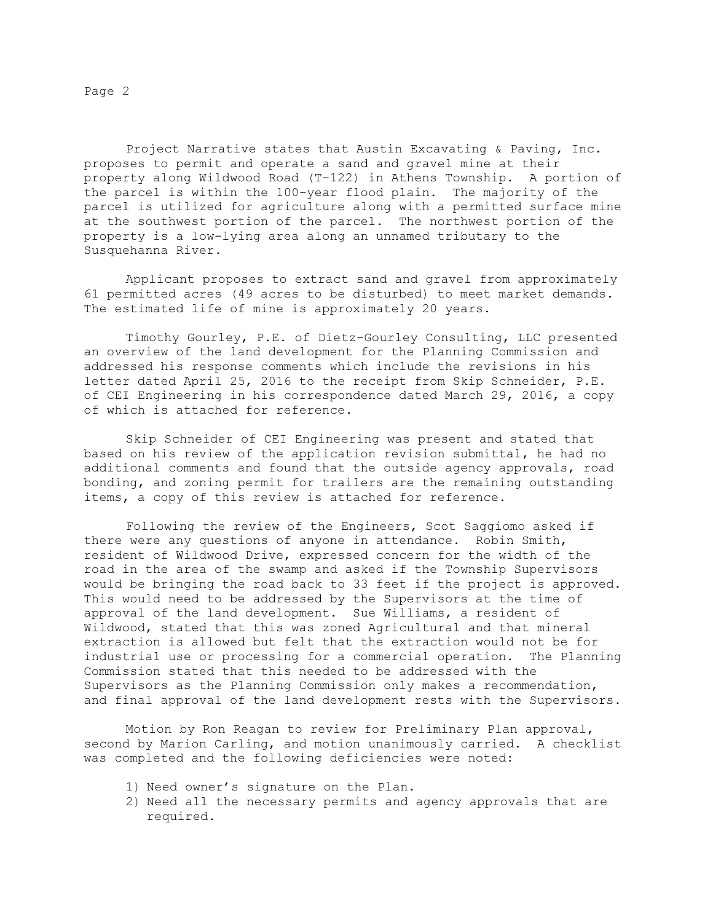Project Narrative states that Austin Excavating & Paving, Inc. proposes to permit and operate a sand and gravel mine at their property along Wildwood Road (T-122) in Athens Township. A portion of the parcel is within the 100-year flood plain. The majority of the parcel is utilized for agriculture along with a permitted surface mine at the southwest portion of the parcel. The northwest portion of the property is a low-lying area along an unnamed tributary to the Susquehanna River.

Applicant proposes to extract sand and gravel from approximately 61 permitted acres (49 acres to be disturbed) to meet market demands. The estimated life of mine is approximately 20 years.

Timothy Gourley, P.E. of Dietz-Gourley Consulting, LLC presented an overview of the land development for the Planning Commission and addressed his response comments which include the revisions in his letter dated April 25, 2016 to the receipt from Skip Schneider, P.E. of CEI Engineering in his correspondence dated March 29, 2016, a copy of which is attached for reference.

Skip Schneider of CEI Engineering was present and stated that based on his review of the application revision submittal, he had no additional comments and found that the outside agency approvals, road bonding, and zoning permit for trailers are the remaining outstanding items, a copy of this review is attached for reference.

Following the review of the Engineers, Scot Saggiomo asked if there were any questions of anyone in attendance. Robin Smith, resident of Wildwood Drive, expressed concern for the width of the road in the area of the swamp and asked if the Township Supervisors would be bringing the road back to 33 feet if the project is approved. This would need to be addressed by the Supervisors at the time of approval of the land development. Sue Williams, a resident of Wildwood, stated that this was zoned Agricultural and that mineral extraction is allowed but felt that the extraction would not be for industrial use or processing for a commercial operation. The Planning Commission stated that this needed to be addressed with the Supervisors as the Planning Commission only makes a recommendation, and final approval of the land development rests with the Supervisors.

Motion by Ron Reagan to review for Preliminary Plan approval, second by Marion Carling, and motion unanimously carried. A checklist was completed and the following deficiencies were noted:

1) Need owner's signature on the Plan.
2) Need all the necessary permits and agency approvals that are required.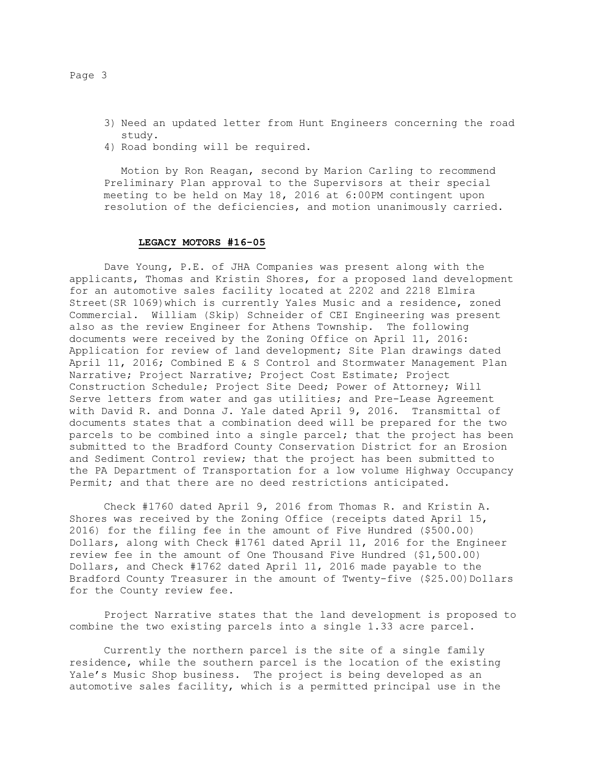3) Need an updated letter from Hunt Engineers concerning the road study.
4) Road bonding will be required.

Motion by Ron Reagan, second by Marion Carling to recommend Preliminary Plan approval to the Supervisors at their special meeting to be held on May 18, 2016 at 6:00PM contingent upon resolution of the deficiencies, and motion unanimously carried.

**LEGACY MOTORS #16-05**

Dave Young, P.E. of JHA Companies was present along with the applicants, Thomas and Kristin Shores, for a proposed land development for an automotive sales facility located at 2202 and 2218 Elmira Street(SR 1069)which is currently Yales Music and a residence, zoned Commercial. William (Skip) Schneider of CEI Engineering was present also as the review Engineer for Athens Township. The following documents were received by the Zoning Office on April 11, 2016: Application for review of land development; Site Plan drawings dated April 11, 2016; Combined E & S Control and Stormwater Management Plan Narrative; Project Narrative; Project Cost Estimate; Project Construction Schedule; Project Site Deed; Power of Attorney; Will Serve letters from water and gas utilities; and Pre-Lease Agreement with David R. and Donna J. Yale dated April 9, 2016. Transmittal of documents states that a combination deed will be prepared for the two parcels to be combined into a single parcel; that the project has been submitted to the Bradford County Conservation District for an Erosion and Sediment Control review; that the project has been submitted to the PA Department of Transportation for a low volume Highway Occupancy Permit; and that there are no deed restrictions anticipated.

Check #1760 dated April 9, 2016 from Thomas R. and Kristin A. Shores was received by the Zoning Office (receipts dated April 15, 2016) for the filing fee in the amount of Five Hundred ($500.00) Dollars, along with Check #1761 dated April 11, 2016 for the Engineer review fee in the amount of One Thousand Five Hundred ($1,500.00) Dollars, and Check #1762 dated April 11, 2016 made payable to the Bradford County Treasurer in the amount of Twenty-five ($25.00)Dollars for the County review fee.

Project Narrative states that the land development is proposed to combine the two existing parcels into a single 1.33 acre parcel.

Currently the northern parcel is the site of a single family residence, while the southern parcel is the location of the existing Yale's Music Shop business. The project is being developed as an automotive sales facility, which is a permitted principal use in the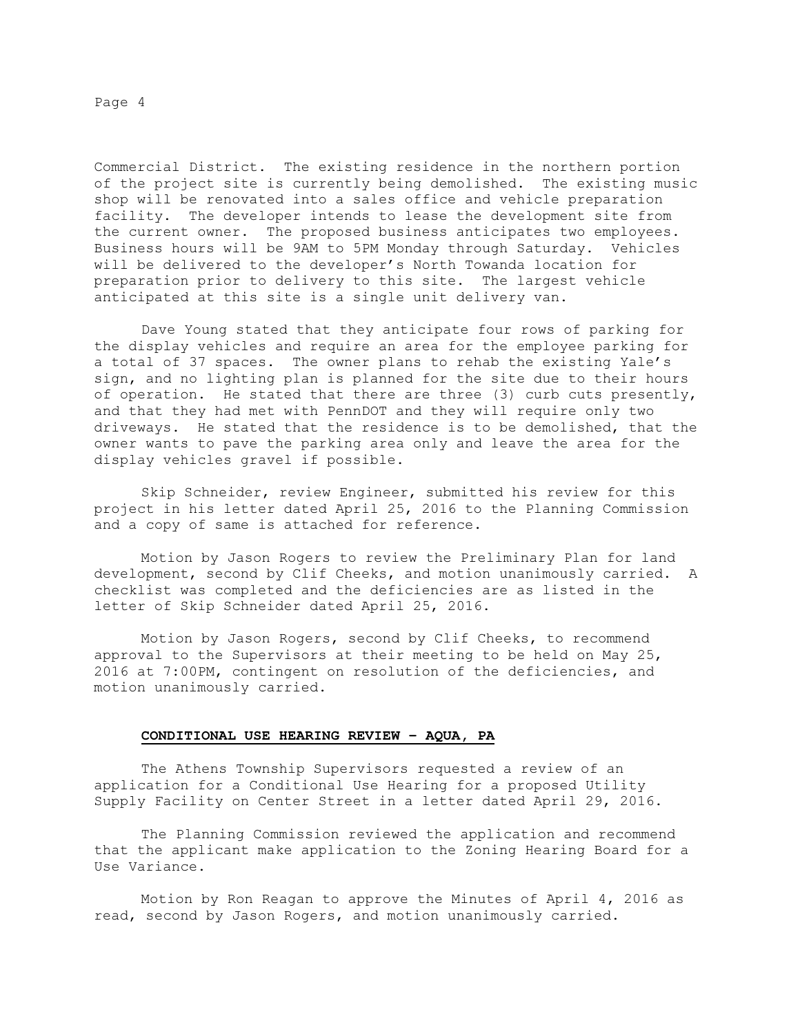Commercial District. The existing residence in the northern portion of the project site is currently being demolished. The existing music shop will be renovated into a sales office and vehicle preparation facility. The developer intends to lease the development site from the current owner. The proposed business anticipates two employees. Business hours will be 9AM to 5PM Monday through Saturday. Vehicles will be delivered to the developer's North Towanda location for preparation prior to delivery to this site. The largest vehicle anticipated at this site is a single unit delivery van.

Dave Young stated that they anticipate four rows of parking for the display vehicles and require an area for the employee parking for a total of 37 spaces. The owner plans to rehab the existing Yale's sign, and no lighting plan is planned for the site due to their hours of operation. He stated that there are three (3) curb cuts presently, and that they had met with PennDOT and they will require only two driveways. He stated that the residence is to be demolished, that the owner wants to pave the parking area only and leave the area for the display vehicles gravel if possible.

Skip Schneider, review Engineer, submitted his review for this project in his letter dated April 25, 2016 to the Planning Commission and a copy of same is attached for reference.

Motion by Jason Rogers to review the Preliminary Plan for land development, second by Clif Cheeks, and motion unanimously carried. A checklist was completed and the deficiencies are as listed in the letter of Skip Schneider dated April 25, 2016.

Motion by Jason Rogers, second by Clif Cheeks, to recommend approval to the Supervisors at their meeting to be held on May 25, 2016 at 7:00PM, contingent on resolution of the deficiencies, and motion unanimously carried.

**CONDITIONAL USE HEARING REVIEW – AQUA, PA**

The Athens Township Supervisors requested a review of an application for a Conditional Use Hearing for a proposed Utility Supply Facility on Center Street in a letter dated April 29, 2016.

The Planning Commission reviewed the application and recommend that the applicant make application to the Zoning Hearing Board for a Use Variance.

Motion by Ron Reagan to approve the Minutes of April 4, 2016 as read, second by Jason Rogers, and motion unanimously carried.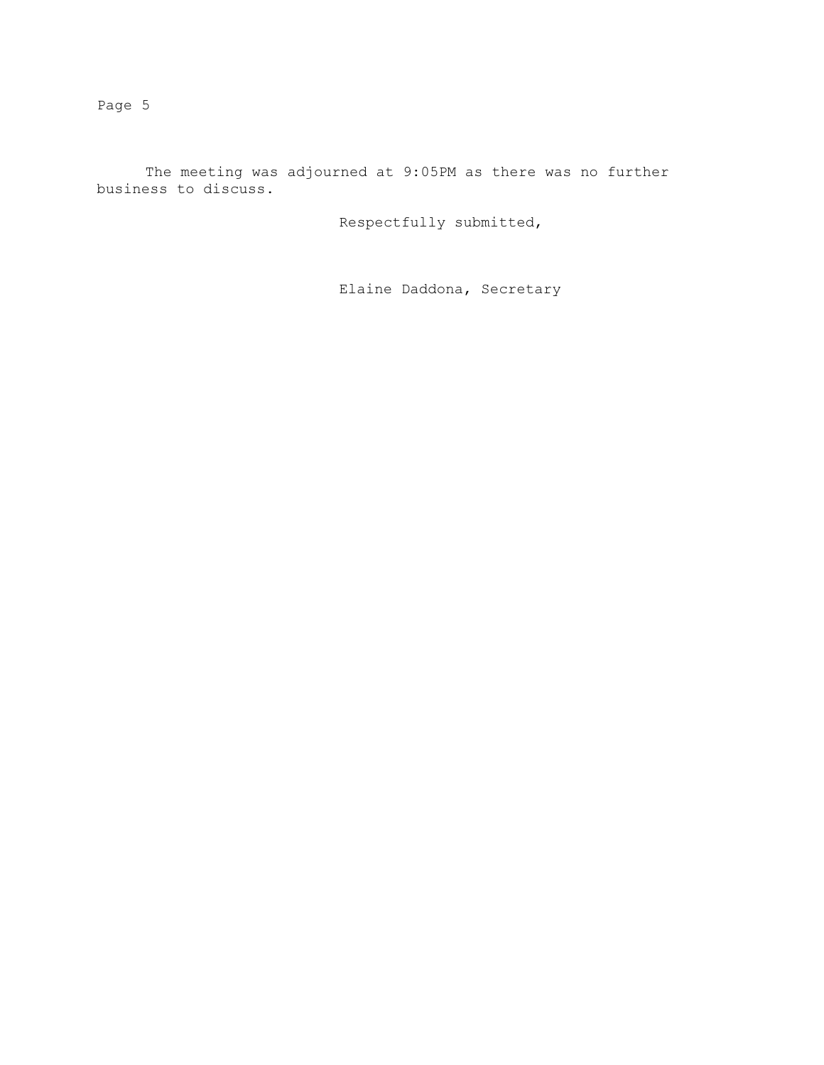The meeting was adjourned at 9:05PM as there was no further business to discuss.

Respectfully submitted,

Elaine Daddona, Secretary